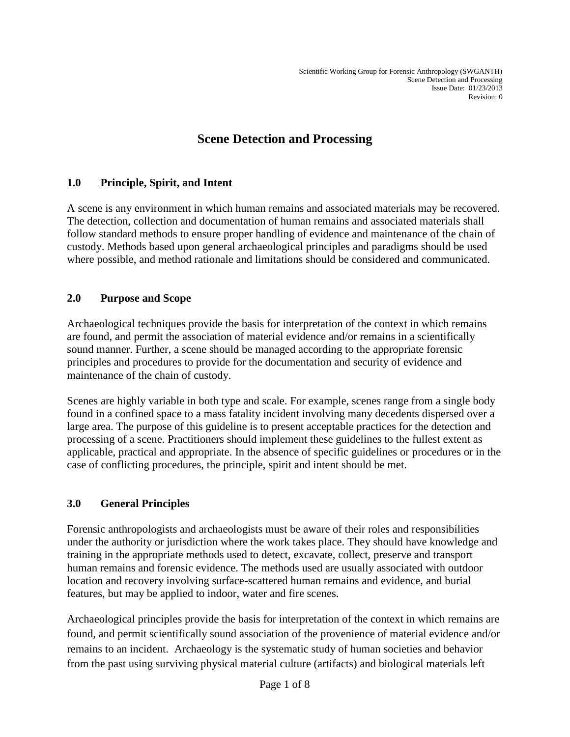# Scene Detection and Processing

## 1.0 Principle, Spirit, and Intent

A scene is any environment in which human remains and associated materials may be recovered. The detection, collection and documentation of human remains and associated materials shall follow standard methods to ensure proper handling of evidence and maintenance of the chain of custody. Methods based upon general archaeological principles and paradigms should be used where possible, and method rationale and limitations should be considered and communicated.

## 2.0 Purpose and Scope

Archaeological techniques provide the basis for interpretation of the context in which remains are found, and permit the association of material evidence and/or remains in a scientifically sound manner. Further, a scene should be managed according to the appropriate forensic principles and procedures to provide for the documentation and security of evidence and maintenance of the chain of custody.

Scenes are highly variable in both type and scale. For example, scenes range from a single body found in a confined space to a mass fatality incident involving many decedents dispersed over a large area. The purpose of this guideline is to present acceptable practices for the detection and processing of a scene. Practitioners should implement these guidelines to the fullest extent as applicable, practical and appropriate. In the absence of specific guidelines or procedures or in the case of conflicting procedures, the principle, spirit and intent should be met.

## 3.0 General Principles

Forensic anthropologists and archaeologists must be aware of their roles and responsibilities under the authority or jurisdiction where the work takes place. They should have knowledge and training in the appropriate methods used to detect, excavate, collect, preserve and transport human remains and forensic evidence. The methods used are usually associated with outdoor location and recovery involving surface-scattered human remains and evidence, and burial features, but may be applied to indoor, water and fire scenes.

Archaeological principles provide the basis for interpretation of the context in which remains are found, and permit scientifically sound association of the provenience of material evidence and/or remains to an incident. Archaeology is the systematic study of human societies and behavior from the past using surviving physical material culture (artifacts) and biological materials left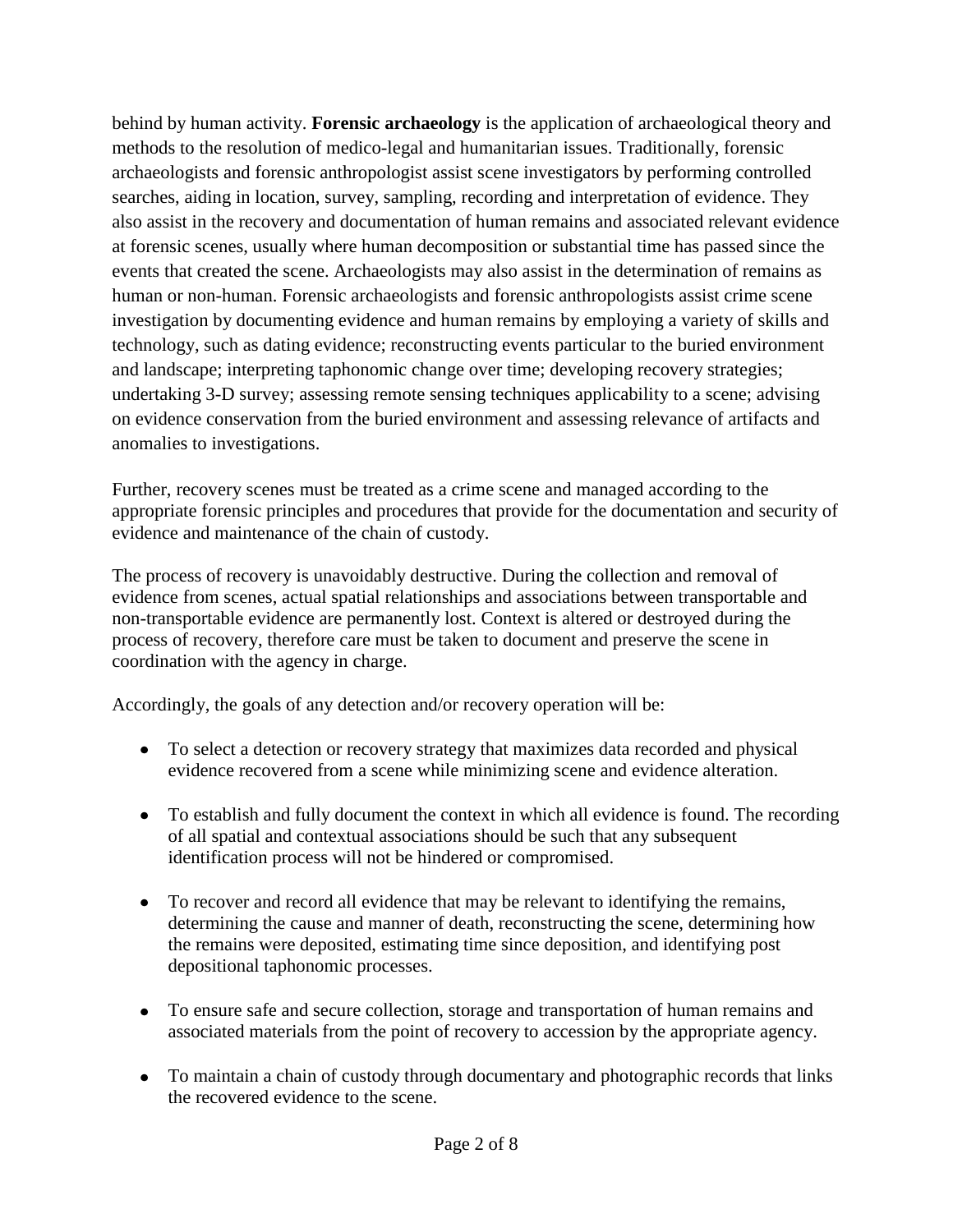behind by human activity. **Forensic archaeology** is the application of archaeological theory and methods to the resolution of medico-legal and humanitarian issues. Traditionally, forensic archaeologists and forensic anthropologist assist scene investigators by performing controlled searches, aiding in location, survey, sampling, recording and interpretation of evidence. They also assist in the recovery and documentation of human remains and associated relevant evidence at forensic scenes, usually where human decomposition or substantial time has passed since the events that created the scene. Archaeologists may also assist in the determination of remains as human or non-human. Forensic archaeologists and forensic anthropologists assist crime scene investigation by documenting evidence and human remains by employing a variety of skills and technology, such as dating evidence; reconstructing events particular to the buried environment and landscape; interpreting taphonomic change over time; developing recovery strategies; undertaking 3-D survey; assessing remote sensing techniques applicability to a scene; advising on evidence conservation from the buried environment and assessing relevance of artifacts and anomalies to investigations.

Further, recovery scenes must be treated as a crime scene and managed according to the appropriate forensic principles and procedures that provide for the documentation and security of evidence and maintenance of the chain of custody.

The process of recovery is unavoidably destructive. During the collection and removal of evidence from scenes, actual spatial relationships and associations between transportable and non-transportable evidence are permanently lost. Context is altered or destroyed during the process of recovery, therefore care must be taken to document and preserve the scene in coordination with the agency in charge.

Accordingly, the goals of any detection and/or recovery operation will be:

- To select a detection or recovery strategy that maximizes data recorded and physical evidence recovered from a scene while minimizing scene and evidence alteration.
- To establish and fully document the context in which all evidence is found. The recording of all spatial and contextual associations should be such that any subsequent identification process will not be hindered or compromised.
- To recover and record all evidence that may be relevant to identifying the remains, determining the cause and manner of death, reconstructing the scene, determining how the remains were deposited, estimating time since deposition, and identifying post depositional taphonomic processes.
- To ensure safe and secure collection, storage and transportation of human remains and associated materials from the point of recovery to accession by the appropriate agency.
- To maintain a chain of custody through documentary and photographic records that links the recovered evidence to the scene.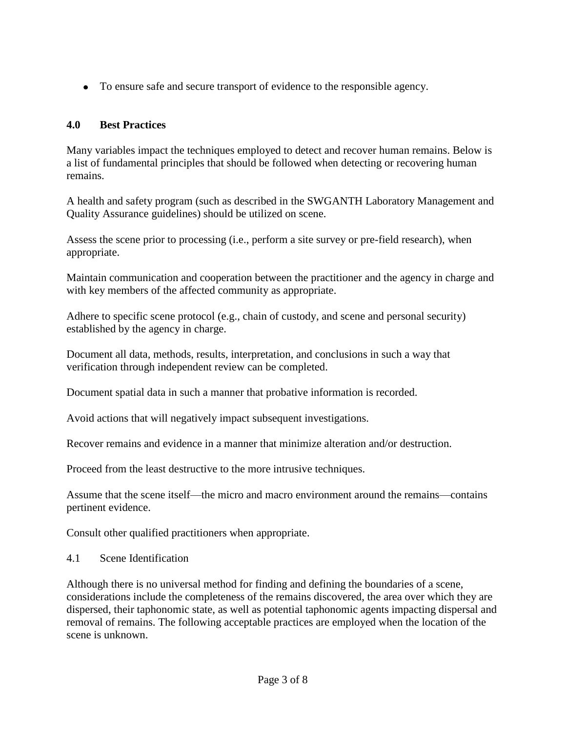- To ensure safe and secure transport of evidence to the responsible agency.

## 4.0 Best Practices

Many variables impact the techniques employed to detect and recover human remains. Below is a list of fundamental principles that should be followed when detecting or recovering human remains.

A health and safety program (such as described in the SWGANTH Laboratory Management and Quality Assurance guidelines) should be utilized on scene.

Assess the scene prior to processing (i.e., perform a site survey or pre-field research), when appropriate.

Maintain communication and cooperation between the practitioner and the agency in charge and with key members of the affected community as appropriate.

Adhere to specific scene protocol (e.g., chain of custody, and scene and personal security) established by the agency in charge.

Document all data, methods, results, interpretation, and conclusions in such a way that verification through independent review can be completed.

Document spatial data in such a manner that probative information is recorded.

Avoid actions that will negatively impact subsequent investigations.

Recover remains and evidence in a manner that minimize alteration and/or destruction.

Proceed from the least destructive to the more intrusive techniques.

Assume that the scene itself—the micro and macro environment around the remains—contains pertinent evidence.

Consult other qualified practitioners when appropriate.

### 4.1 Scene Identification

Although there is no universal method for finding and defining the boundaries of a scene, considerations include the completeness of the remains discovered, the area over which they are dispersed, their taphonomic state, as well as potential taphonomic agents impacting dispersal and removal of remains. The following acceptable practices are employed when the location of the scene is unknown.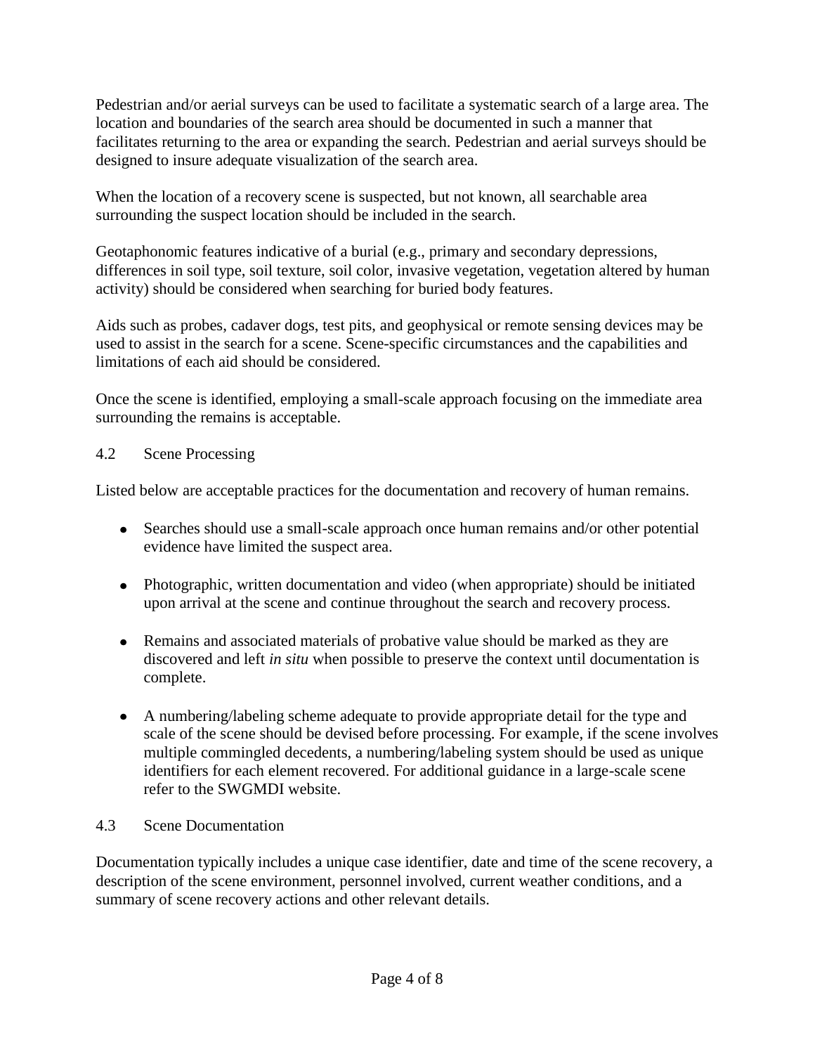Pedestrian and/or aerial surveys can be used to facilitate a systematic search of a large area. The location and boundaries of the search area should be documented in such a manner that facilitates returning to the area or expanding the search. Pedestrian and aerial surveys should be designed to insure adequate visualization of the search area.

When the location of a recovery scene is suspected, but not known, all searchable area surrounding the suspect location should be included in the search.

Geotaphonomic features indicative of a burial (e.g., primary and secondary depressions, differences in soil type, soil texture, soil color, invasive vegetation, vegetation altered by human activity) should be considered when searching for buried body features.

Aids such as probes, cadaver dogs, test pits, and geophysical or remote sensing devices may be used to assist in the search for a scene. Scene-specific circumstances and the capabilities and limitations of each aid should be considered.

Once the scene is identified, employing a small-scale approach focusing on the immediate area surrounding the remains is acceptable.

### 4.2 Scene Processing

Listed below are acceptable practices for the documentation and recovery of human remains.

- Searches should use a small-scale approach once human remains and/or other potential evidence have limited the suspect area.
- Photographic, written documentation and video (when appropriate) should be initiated upon arrival at the scene and continue throughout the search and recovery process.
- Remains and associated materials of probative value should be marked as they are discovered and left *in situ* when possible to preserve the context until documentation is complete.
- A numbering/labeling scheme adequate to provide appropriate detail for the type and scale of the scene should be devised before processing. For example, if the scene involves multiple commingled decedents, a numbering/labeling system should be used as unique identifiers for each element recovered. For additional guidance in a large-scale scene refer to the SWGMDI website.

### 4.3 Scene Documentation

Documentation typically includes a unique case identifier, date and time of the scene recovery, a description of the scene environment, personnel involved, current weather conditions, and a summary of scene recovery actions and other relevant details.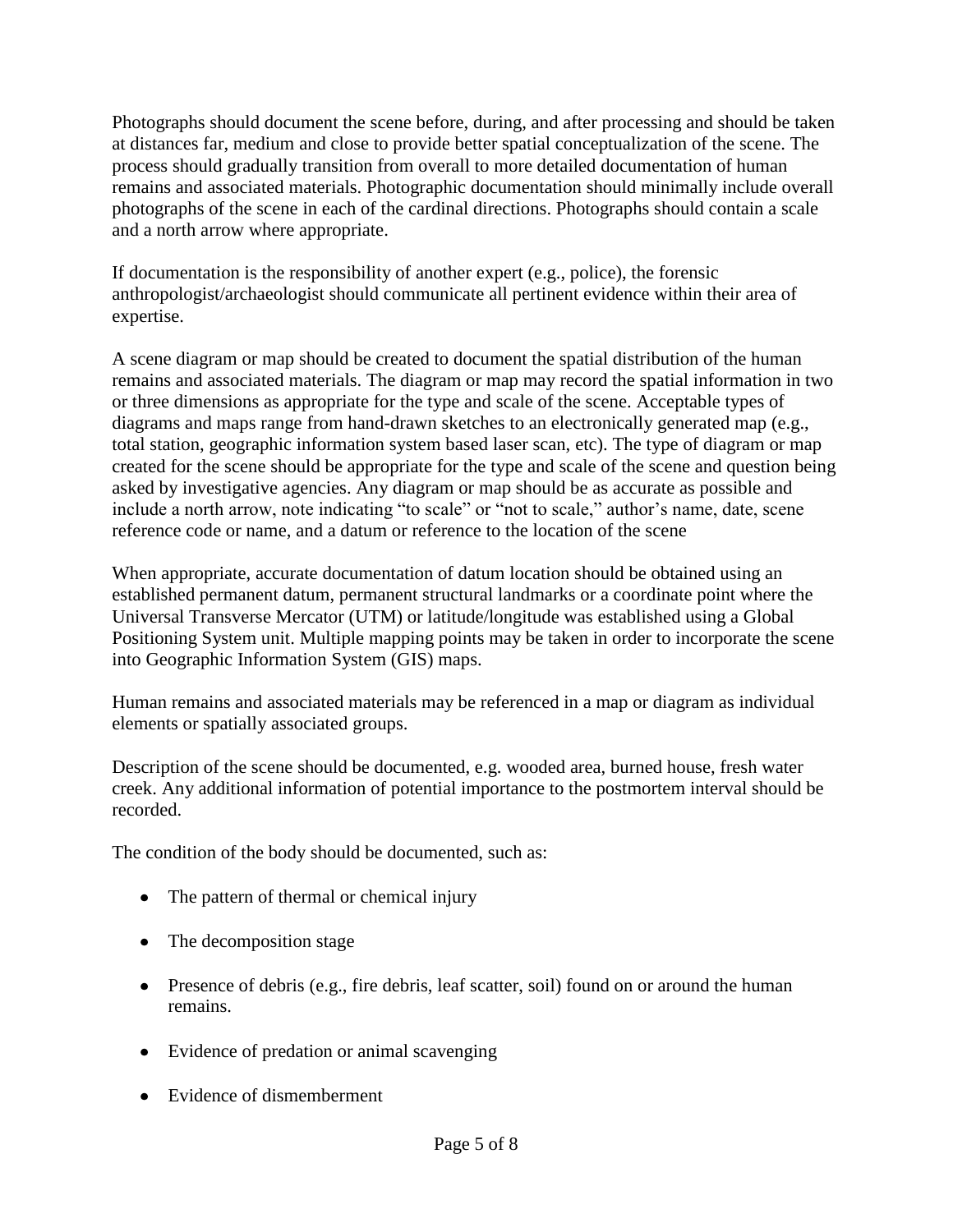Photographs should document the scene before, during, and after processing and should be taken at distances far, medium and close to provide better spatial conceptualization of the scene. The process should gradually transition from overall to more detailed documentation of human remains and associated materials. Photographic documentation should minimally include overall photographs of the scene in each of the cardinal directions. Photographs should contain a scale and a north arrow where appropriate.

If documentation is the responsibility of another expert (e.g., police), the forensic anthropologist/archaeologist should communicate all pertinent evidence within their area of expertise.

A scene diagram or map should be created to document the spatial distribution of the human remains and associated materials. The diagram or map may record the spatial information in two or three dimensions as appropriate for the type and scale of the scene. Acceptable types of diagrams and maps range from hand-drawn sketches to an electronically generated map (e.g., total station, geographic information system based laser scan, etc). The type of diagram or map created for the scene should be appropriate for the type and scale of the scene and question being asked by investigative agencies. Any diagram or map should be as accurate as possible and include a north arrow, note indicating "to scale" or "not to scale," author's name, date, scene reference code or name, and a datum or reference to the location of the scene

When appropriate, accurate documentation of datum location should be obtained using an established permanent datum, permanent structural landmarks or a coordinate point where the Universal Transverse Mercator (UTM) or latitude/longitude was established using a Global Positioning System unit. Multiple mapping points may be taken in order to incorporate the scene into Geographic Information System (GIS) maps.

Human remains and associated materials may be referenced in a map or diagram as individual elements or spatially associated groups.

Description of the scene should be documented, e.g. wooded area, burned house, fresh water creek. Any additional information of potential importance to the postmortem interval should be recorded.

The condition of the body should be documented, such as:

- The pattern of thermal or chemical injury
- The decomposition stage
- Presence of debris (e.g., fire debris, leaf scatter, soil) found on or around the human remains.
- Evidence of predation or animal scavenging
- Evidence of dismemberment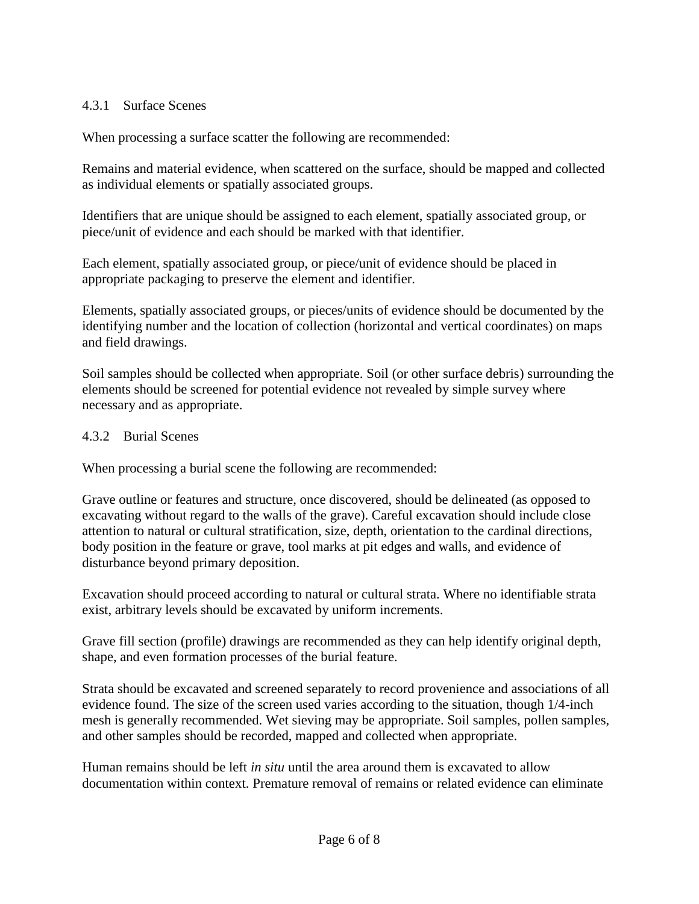#### 4.3.1 Surface Scenes

When processing a surface scatter the following are recommended:

Remains and material evidence, when scattered on the surface, should be mapped and collected as individual elements or spatially associated groups.

Identifiers that are unique should be assigned to each element, spatially associated group, or piece/unit of evidence and each should be marked with that identifier.

Each element, spatially associated group, or piece/unit of evidence should be placed in appropriate packaging to preserve the element and identifier.

Elements, spatially associated groups, or pieces/units of evidence should be documented by the identifying number and the location of collection (horizontal and vertical coordinates) on maps and field drawings.

Soil samples should be collected when appropriate. Soil (or other surface debris) surrounding the elements should be screened for potential evidence not revealed by simple survey where necessary and as appropriate.

#### 4.3.2 Burial Scenes

When processing a burial scene the following are recommended:

Grave outline or features and structure, once discovered, should be delineated (as opposed to excavating without regard to the walls of the grave). Careful excavation should include close attention to natural or cultural stratification, size, depth, orientation to the cardinal directions, body position in the feature or grave, tool marks at pit edges and walls, and evidence of disturbance beyond primary deposition.

Excavation should proceed according to natural or cultural strata. Where no identifiable strata exist, arbitrary levels should be excavated by uniform increments.

Grave fill section (profile) drawings are recommended as they can help identify original depth, shape, and even formation processes of the burial feature.

Strata should be excavated and screened separately to record provenience and associations of all evidence found. The size of the screen used varies according to the situation, though 1/4-inch mesh is generally recommended. Wet sieving may be appropriate. Soil samples, pollen samples, and other samples should be recorded, mapped and collected when appropriate.

Human remains should be left *in situ* until the area around them is excavated to allow documentation within context. Premature removal of remains or related evidence can eliminate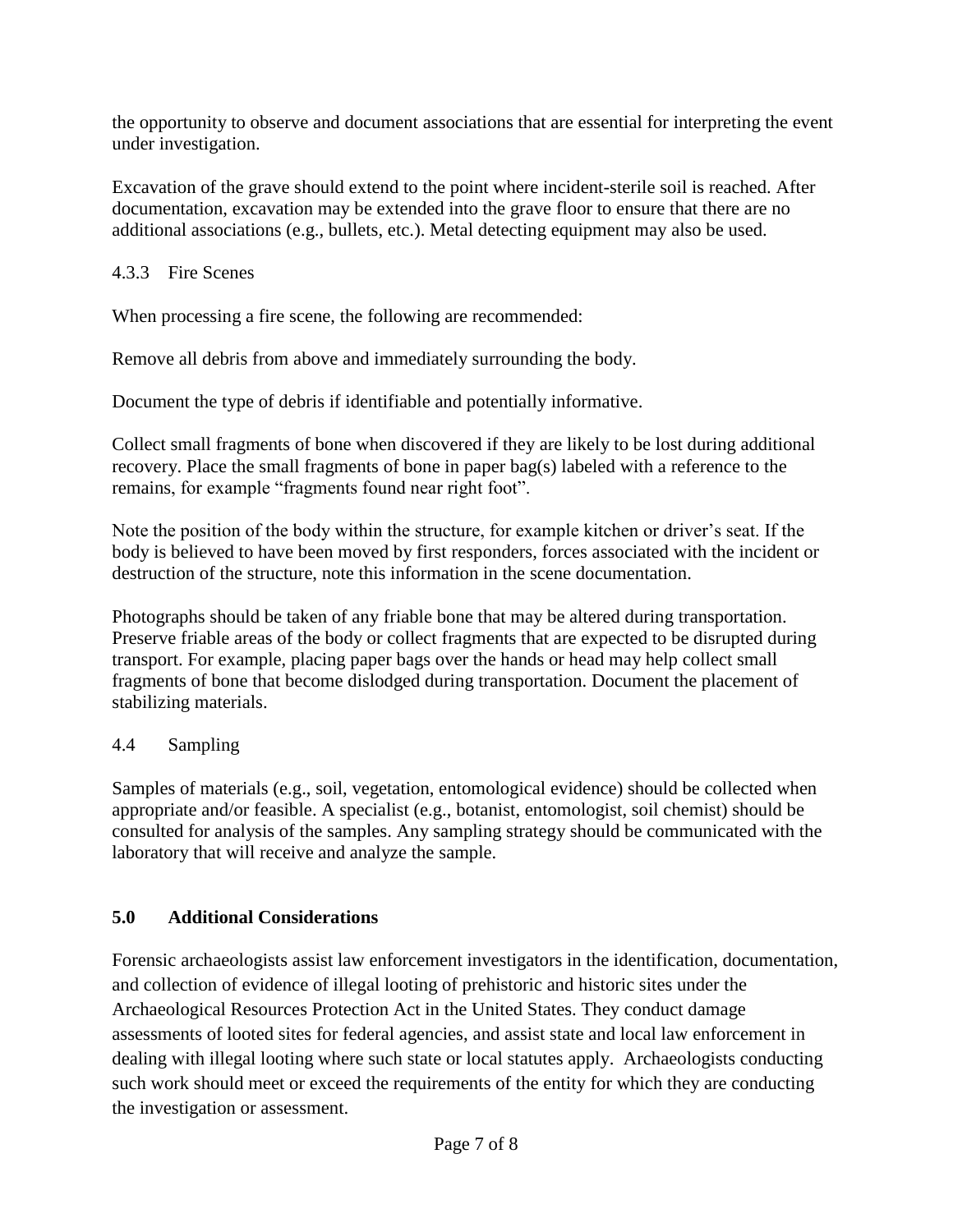the opportunity to observe and document associations that are essential for interpreting the event under investigation.

Excavation of the grave should extend to the point where incident-sterile soil is reached. After documentation, excavation may be extended into the grave floor to ensure that there are no additional associations (e.g., bullets, etc.). Metal detecting equipment may also be used.

#### 4.3.3 Fire Scenes

When processing a fire scene, the following are recommended:

Remove all debris from above and immediately surrounding the body.

Document the type of debris if identifiable and potentially informative.

Collect small fragments of bone when discovered if they are likely to be lost during additional recovery. Place the small fragments of bone in paper bag(s) labeled with a reference to the remains, for example "fragments found near right foot".

Note the position of the body within the structure, for example kitchen or driver's seat. If the body is believed to have been moved by first responders, forces associated with the incident or destruction of the structure, note this information in the scene documentation.

Photographs should be taken of any friable bone that may be altered during transportation. Preserve friable areas of the body or collect fragments that are expected to be disrupted during transport. For example, placing paper bags over the hands or head may help collect small fragments of bone that become dislodged during transportation. Document the placement of stabilizing materials.

### 4.4 Sampling

Samples of materials (e.g., soil, vegetation, entomological evidence) should be collected when appropriate and/or feasible. A specialist (e.g., botanist, entomologist, soil chemist) should be consulted for analysis of the samples. Any sampling strategy should be communicated with the laboratory that will receive and analyze the sample.

## 5.0 Additional Considerations

Forensic archaeologists assist law enforcement investigators in the identification, documentation, and collection of evidence of illegal looting of prehistoric and historic sites under the Archaeological Resources Protection Act in the United States. They conduct damage assessments of looted sites for federal agencies, and assist state and local law enforcement in dealing with illegal looting where such state or local statutes apply. Archaeologists conducting such work should meet or exceed the requirements of the entity for which they are conducting the investigation or assessment.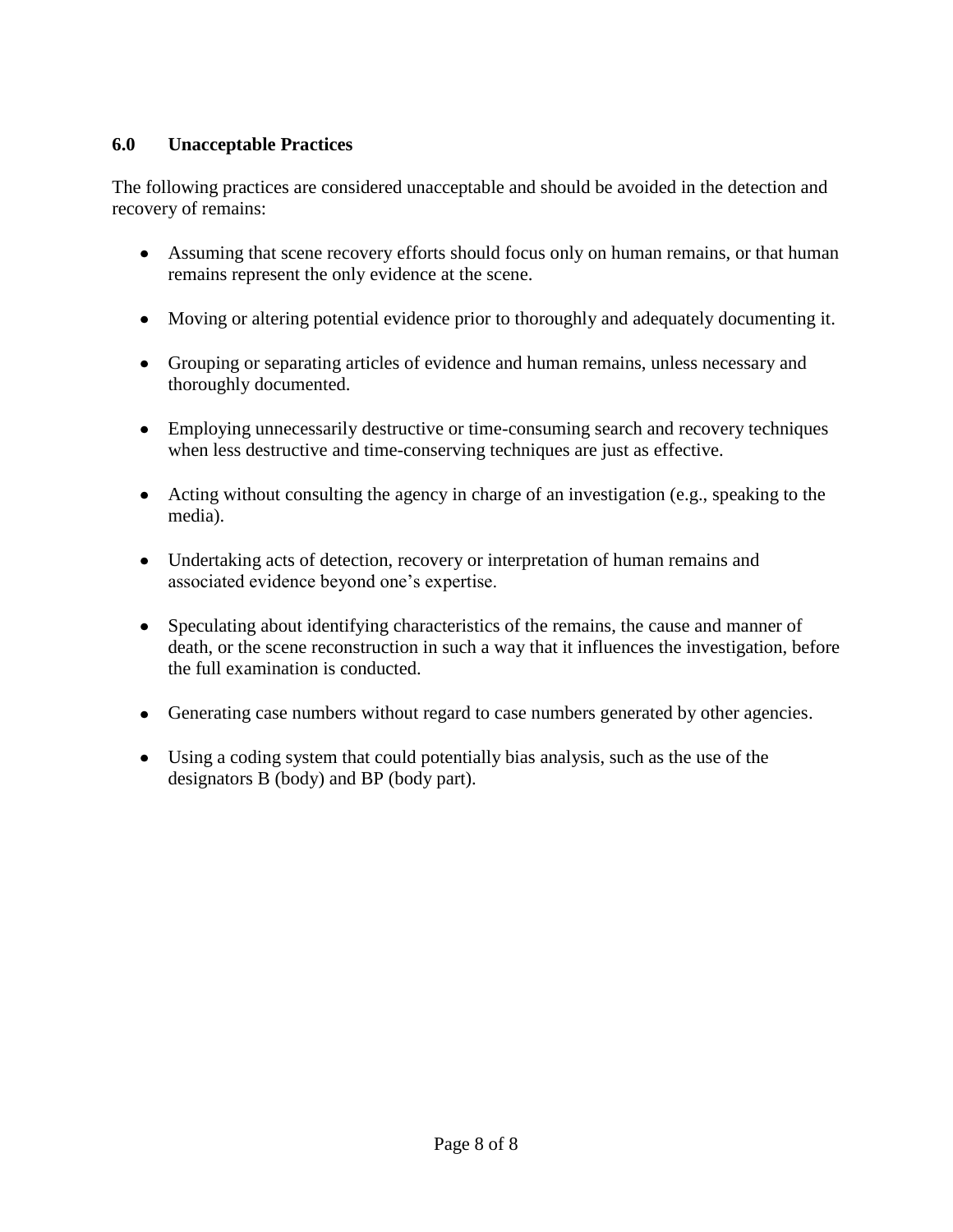## 6.0 Unacceptable Practices

The following practices are considered unacceptable and should be avoided in the detection and recovery of remains:

- Assuming that scene recovery efforts should focus only on human remains, or that human remains represent the only evidence at the scene.
- Moving or altering potential evidence prior to thoroughly and adequately documenting it.
- Grouping or separating articles of evidence and human remains, unless necessary and thoroughly documented.
- Employing unnecessarily destructive or time-consuming search and recovery techniques when less destructive and time-conserving techniques are just as effective.
- Acting without consulting the agency in charge of an investigation (e.g., speaking to the media).
- Undertaking acts of detection, recovery or interpretation of human remains and associated evidence beyond one's expertise.
- Speculating about identifying characteristics of the remains, the cause and manner of death, or the scene reconstruction in such a way that it influences the investigation, before the full examination is conducted.
- Generating case numbers without regard to case numbers generated by other agencies.
- Using a coding system that could potentially bias analysis, such as the use of the designators B (body) and BP (body part).